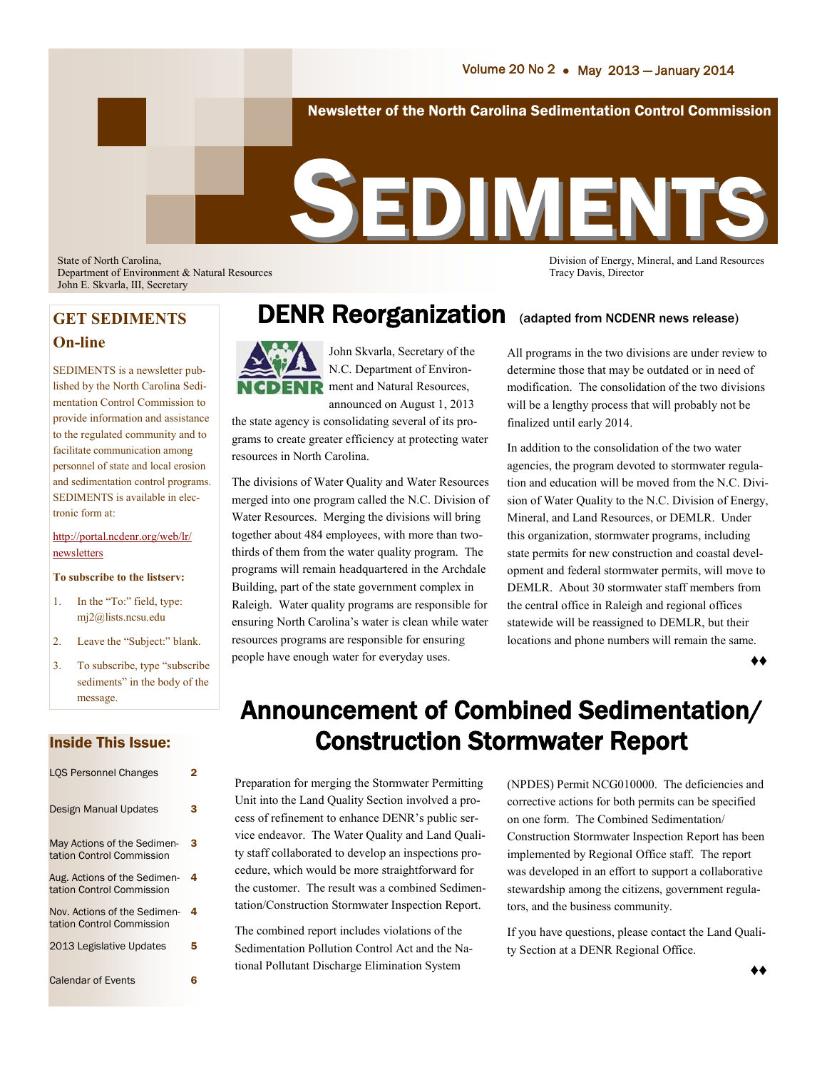Volume 20 No 2 • May 2013 — January 2014

Newsletter of the North Carolina Sedimentation Control Commission

# SEDIMENTS

State of North Carolina,
Department of Environment & Natural Resources
John E. Skvarla, III, Secretary

Division of Energy, Mineral, and Land Resources
Tracy Davis, Director

## GET SEDIMENTS On-line

SEDIMENTS is a newsletter published by the North Carolina Sedimentation Control Commission to provide information and assistance to the regulated community and to facilitate communication among personnel of state and local erosion and sedimentation control programs. SEDIMENTS is available in electronic form at:

http://portal.ncdenr.org/web/lr/newsletters

**To subscribe to the listserv:**

1. In the "To:" field, type: mj2@lists.ncsu.edu
2. Leave the "Subject:" blank.
3. To subscribe, type "subscribe sediments" in the body of the message.

## Inside This Issue:

| | |
|---|---|
| LQS Personnel Changes | 2 |
| Design Manual Updates | 3 |
| May Actions of the Sedimentation Control Commission | 3 |
| Aug. Actions of the Sedimentation Control Commission | 4 |
| Nov. Actions of the Sedimentation Control Commission | 4 |
| 2013 Legislative Updates | 5 |
| Calendar of Events | 6 |

# DENR Reorganization (adapted from NCDENR news release)

John Skvarla, Secretary of the N.C. Department of Environment and Natural Resources, announced on August 1, 2013 the state agency is consolidating several of its programs to create greater efficiency at protecting water resources in North Carolina.

The divisions of Water Quality and Water Resources merged into one program called the N.C. Division of Water Resources. Merging the divisions will bring together about 484 employees, with more than two-thirds of them from the water quality program. The programs will remain headquartered in the Archdale Building, part of the state government complex in Raleigh. Water quality programs are responsible for ensuring North Carolina's water is clean while water resources programs are responsible for ensuring people have enough water for everyday uses.

All programs in the two divisions are under review to determine those that may be outdated or in need of modification. The consolidation of the two divisions will be a lengthy process that will probably not be finalized until early 2014.

In addition to the consolidation of the two water agencies, the program devoted to stormwater regulation and education will be moved from the N.C. Division of Water Quality to the N.C. Division of Energy, Mineral, and Land Resources, or DEMLR. Under this organization, stormwater programs, including state permits for new construction and coastal development and federal stormwater permits, will move to DEMLR. About 30 stormwater staff members from the central office in Raleigh and regional offices statewide will be reassigned to DEMLR, but their locations and phone numbers will remain the same.

♦♦

# Announcement of Combined Sedimentation/ Construction Stormwater Report

Preparation for merging the Stormwater Permitting Unit into the Land Quality Section involved a process of refinement to enhance DENR's public service endeavor. The Water Quality and Land Quality staff collaborated to develop an inspections procedure, which would be more straightforward for the customer. The result was a combined Sedimentation/Construction Stormwater Inspection Report.

The combined report includes violations of the Sedimentation Pollution Control Act and the National Pollutant Discharge Elimination System (NPDES) Permit NCG010000. The deficiencies and corrective actions for both permits can be specified on one form. The Combined Sedimentation/ Construction Stormwater Inspection Report has been implemented by Regional Office staff. The report was developed in an effort to support a collaborative stewardship among the citizens, government regulators, and the business community.

If you have questions, please contact the Land Quality Section at a DENR Regional Office.

♦♦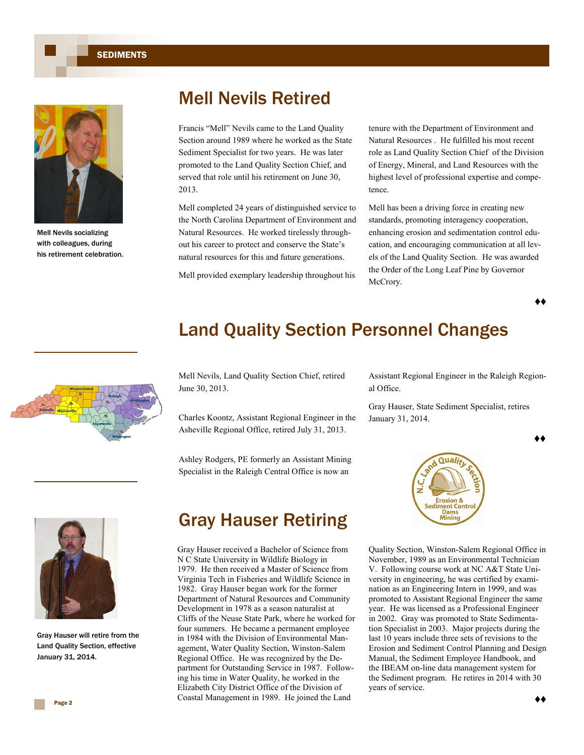# Mell Nevils Retired

Mell Nevils socializing with colleagues, during his retirement celebration.

Francis "Mell" Nevils came to the Land Quality Section around 1989 where he worked as the State Sediment Specialist for two years. He was later promoted to the Land Quality Section Chief, and served that role until his retirement on June 30, 2013.

Mell completed 24 years of distinguished service to the North Carolina Department of Environment and Natural Resources. He worked tirelessly throughout his career to protect and conserve the State's natural resources for this and future generations.

Mell provided exemplary leadership throughout his tenure with the Department of Environment and Natural Resources . He fulfilled his most recent role as Land Quality Section Chief of the Division of Energy, Mineral, and Land Resources with the highest level of professional expertise and competence.

Mell has been a driving force in creating new standards, promoting interagency cooperation, enhancing erosion and sedimentation control education, and encouraging communication at all levels of the Land Quality Section. He was awarded the Order of the Long Leaf Pine by Governor McCrory.

♦♦

# Land Quality Section Personnel Changes

Mell Nevils, Land Quality Section Chief, retired June 30, 2013.

Charles Koontz, Assistant Regional Engineer in the Asheville Regional Office, retired July 31, 2013.

Ashley Rodgers, PE formerly an Assistant Mining Specialist in the Raleigh Central Office is now an Assistant Regional Engineer in the Raleigh Regional Office.

Gray Hauser, State Sediment Specialist, retires January 31, 2014.

♦♦

# Gray Hauser Retiring

Gray Hauser will retire from the Land Quality Section, effective January 31, 2014.

Gray Hauser received a Bachelor of Science from N C State University in Wildlife Biology in 1979. He then received a Master of Science from Virginia Tech in Fisheries and Wildlife Science in 1982. Gray Hauser began work for the former Department of Natural Resources and Community Development in 1978 as a season naturalist at Cliffs of the Neuse State Park, where he worked for four summers. He became a permanent employee in 1984 with the Division of Environmental Management, Water Quality Section, Winston-Salem Regional Office. He was recognized by the Department for Outstanding Service in 1987. Following his time in Water Quality, he worked in the Elizabeth City District Office of the Division of Coastal Management in 1989. He joined the Land Quality Section, Winston-Salem Regional Office in November, 1989 as an Environmental Technician V. Following course work at NC A&T State University in engineering, he was certified by examination as an Engineering Intern in 1999, and was promoted to Assistant Regional Engineer the same year. He was licensed as a Professional Engineer in 2002. Gray was promoted to State Sedimentation Specialist in 2003. Major projects during the last 10 years include three sets of revisions to the Erosion and Sediment Control Planning and Design Manual, the Sediment Employee Handbook, and the IBEAM on-line data management system for the Sediment program. He retires in 2014 with 30 years of service.

♦♦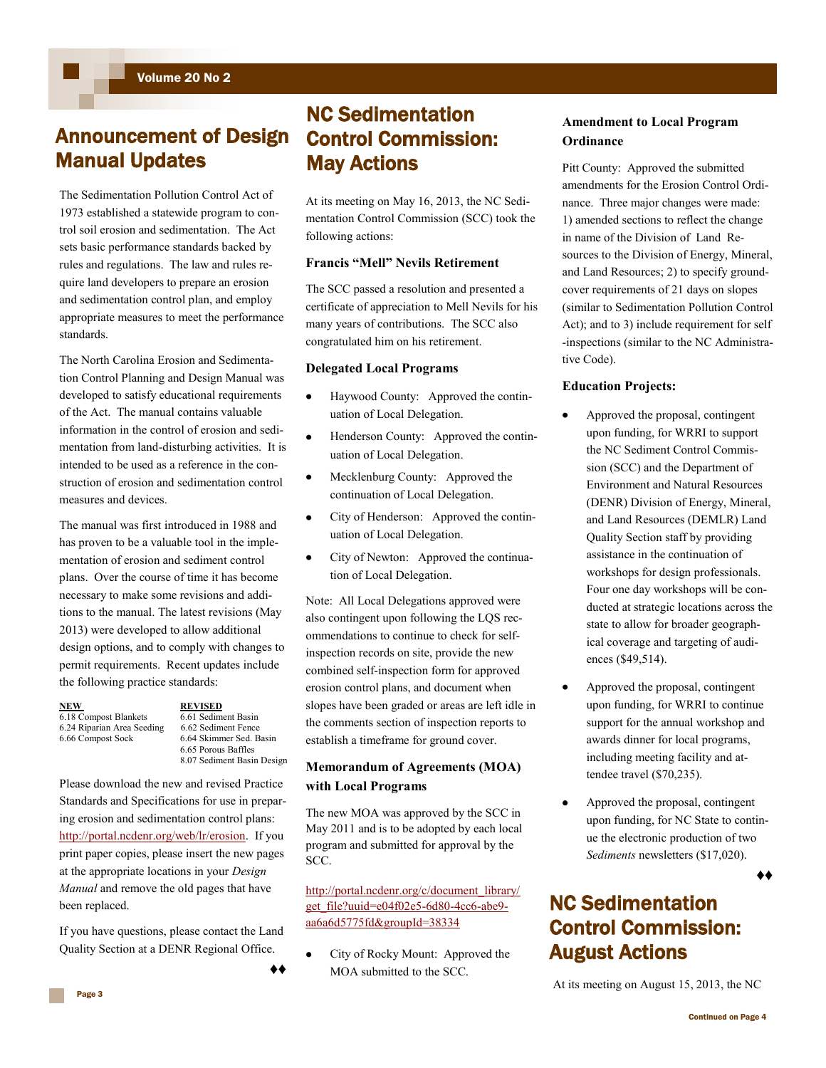## Announcement of Design Manual Updates

The Sedimentation Pollution Control Act of 1973 established a statewide program to control soil erosion and sedimentation. The Act sets basic performance standards backed by rules and regulations. The law and rules require land developers to prepare an erosion and sedimentation control plan, and employ appropriate measures to meet the performance standards.

The North Carolina Erosion and Sedimentation Control Planning and Design Manual was developed to satisfy educational requirements of the Act. The manual contains valuable information in the control of erosion and sedimentation from land-disturbing activities. It is intended to be used as a reference in the construction of erosion and sedimentation control measures and devices.

The manual was first introduced in 1988 and has proven to be a valuable tool in the implementation of erosion and sediment control plans. Over the course of time it has become necessary to make some revisions and additions to the manual. The latest revisions (May 2013) were developed to allow additional design options, and to comply with changes to permit requirements. Recent updates include the following practice standards:

| NEW | REVISED |
|---|---|
| 6.18 Compost Blankets | 6.61 Sediment Basin |
| 6.24 Riparian Area Seeding | 6.62 Sediment Fence |
| 6.66 Compost Sock | 6.64 Skimmer Sed. Basin |
| | 6.65 Porous Baffles |
| | 8.07 Sediment Basin Design |

Please download the new and revised Practice Standards and Specifications for use in preparing erosion and sedimentation control plans: http://portal.ncdenr.org/web/lr/erosion. If you print paper copies, please insert the new pages at the appropriate locations in your *Design Manual* and remove the old pages that have been replaced.

If you have questions, please contact the Land Quality Section at a DENR Regional Office.

♦♦

## NC Sedimentation Control Commission: May Actions

At its meeting on May 16, 2013, the NC Sedimentation Control Commission (SCC) took the following actions:

**Francis "Mell" Nevils Retirement**

The SCC passed a resolution and presented a certificate of appreciation to Mell Nevils for his many years of contributions. The SCC also congratulated him on his retirement.

**Delegated Local Programs**

- Haywood County: Approved the continuation of Local Delegation.
- Henderson County: Approved the continuation of Local Delegation.
- Mecklenburg County: Approved the continuation of Local Delegation.
- City of Henderson: Approved the continuation of Local Delegation.
- City of Newton: Approved the continuation of Local Delegation.

Note: All Local Delegations approved were also contingent upon following the LQS recommendations to continue to check for self-inspection records on site, provide the new combined self-inspection form for approved erosion control plans, and document when slopes have been graded or areas are left idle in the comments section of inspection reports to establish a timeframe for ground cover.

**Memorandum of Agreements (MOA) with Local Programs**

The new MOA was approved by the SCC in May 2011 and is to be adopted by each local program and submitted for approval by the SCC.

http://portal.ncdenr.org/c/document_library/get_file?uuid=e04f02e5-6d80-4cc6-abe9-aa6a6d5775fd&groupId=38334

- City of Rocky Mount: Approved the MOA submitted to the SCC.

**Amendment to Local Program Ordinance**

Pitt County: Approved the submitted amendments for the Erosion Control Ordinance. Three major changes were made: 1) amended sections to reflect the change in name of the Division of Land Resources to the Division of Energy, Mineral, and Land Resources; 2) to specify groundcover requirements of 21 days on slopes (similar to Sedimentation Pollution Control Act); and to 3) include requirement for self-inspections (similar to the NC Administrative Code).

**Education Projects:**

- Approved the proposal, contingent upon funding, for WRRI to support the NC Sediment Control Commission (SCC) and the Department of Environment and Natural Resources (DENR) Division of Energy, Mineral, and Land Resources (DEMLR) Land Quality Section staff by providing assistance in the continuation of workshops for design professionals. Four one day workshops will be conducted at strategic locations across the state to allow for broader geographical coverage and targeting of audiences ($49,514).
- Approved the proposal, contingent upon funding, for WRRI to continue support for the annual workshop and awards dinner for local programs, including meeting facility and attendee travel ($70,235).
- Approved the proposal, contingent upon funding, for NC State to continue the electronic production of two *Sediments* newsletters ($17,020).

♦♦

## NC Sedimentation Control Commission: August Actions

At its meeting on August 15, 2013, the NC

Continued on Page 4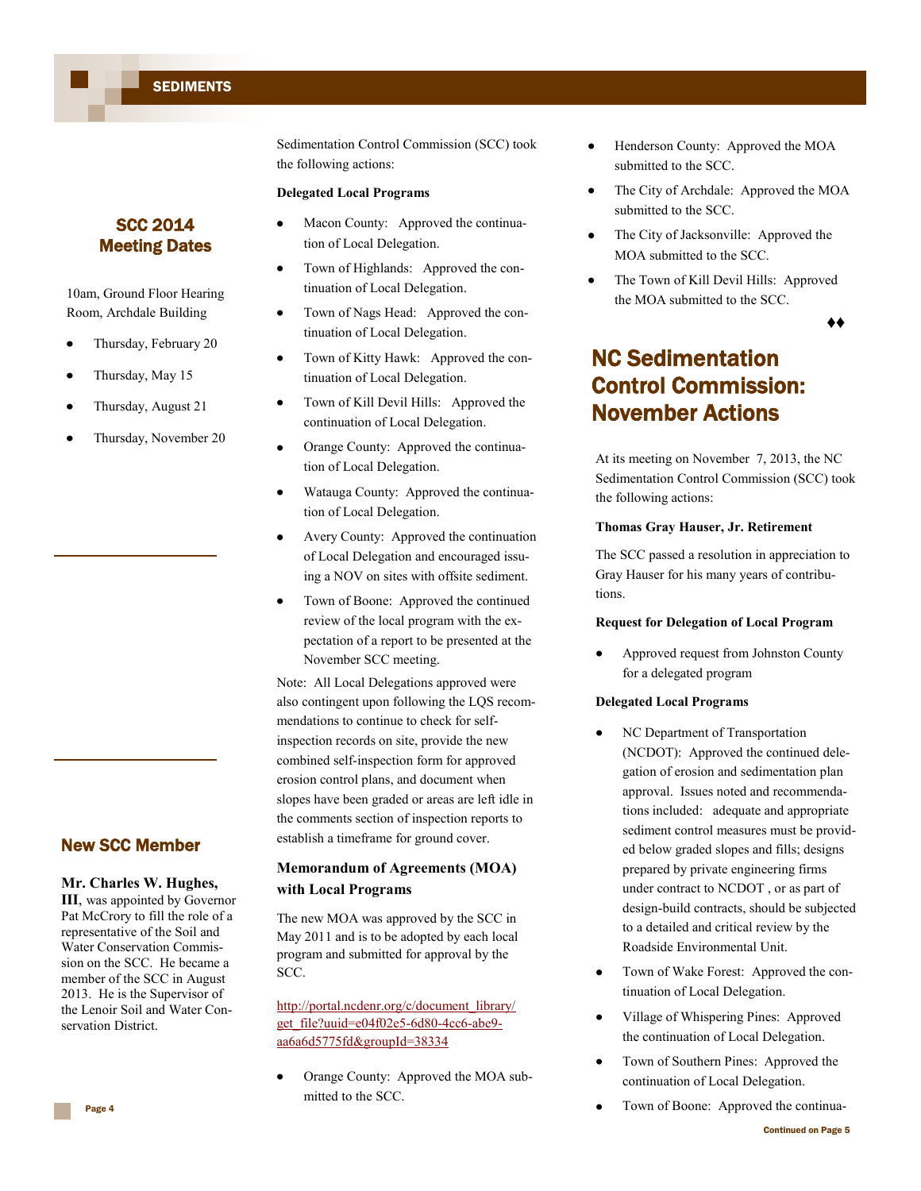## SCC 2014 Meeting Dates

10am, Ground Floor Hearing Room, Archdale Building

- Thursday, February 20
- Thursday, May 15
- Thursday, August 21
- Thursday, November 20

## New SCC Member

**Mr. Charles W. Hughes, III**, was appointed by Governor Pat McCrory to fill the role of a representative of the Soil and Water Conservation Commission on the SCC. He became a member of the SCC in August 2013. He is the Supervisor of the Lenoir Soil and Water Conservation District.

Sedimentation Control Commission (SCC) took the following actions:

**Delegated Local Programs**

- Macon County: Approved the continuation of Local Delegation.
- Town of Highlands: Approved the continuation of Local Delegation.
- Town of Nags Head: Approved the continuation of Local Delegation.
- Town of Kitty Hawk: Approved the continuation of Local Delegation.
- Town of Kill Devil Hills: Approved the continuation of Local Delegation.
- Orange County: Approved the continuation of Local Delegation.
- Watauga County: Approved the continuation of Local Delegation.
- Avery County: Approved the continuation of Local Delegation and encouraged issuing a NOV on sites with offsite sediment.
- Town of Boone: Approved the continued review of the local program with the expectation of a report to be presented at the November SCC meeting.

Note: All Local Delegations approved were also contingent upon following the LQS recommendations to continue to check for self-inspection records on site, provide the new combined self-inspection form for approved erosion control plans, and document when slopes have been graded or areas are left idle in the comments section of inspection reports to establish a timeframe for ground cover.

**Memorandum of Agreements (MOA) with Local Programs**

The new MOA was approved by the SCC in May 2011 and is to be adopted by each local program and submitted for approval by the SCC.

http://portal.ncdenr.org/c/document_library/get_file?uuid=e04f02e5-6d80-4cc6-abe9-aa6a6d5775fd&groupId=38334

- Orange County: Approved the MOA submitted to the SCC.
- Henderson County: Approved the MOA submitted to the SCC.
- The City of Archdale: Approved the MOA submitted to the SCC.
- The City of Jacksonville: Approved the MOA submitted to the SCC.
- The Town of Kill Devil Hills: Approved the MOA submitted to the SCC.

♦♦

## NC Sedimentation Control Commission: November Actions

At its meeting on November 7, 2013, the NC Sedimentation Control Commission (SCC) took the following actions:

**Thomas Gray Hauser, Jr. Retirement**

The SCC passed a resolution in appreciation to Gray Hauser for his many years of contributions.

**Request for Delegation of Local Program**

- Approved request from Johnston County for a delegated program

**Delegated Local Programs**

- NC Department of Transportation (NCDOT): Approved the continued delegation of erosion and sedimentation plan approval. Issues noted and recommendations included: adequate and appropriate sediment control measures must be provided below graded slopes and fills; designs prepared by private engineering firms under contract to NCDOT , or as part of design-build contracts, should be subjected to a detailed and critical review by the Roadside Environmental Unit.
- Town of Wake Forest: Approved the continuation of Local Delegation.
- Village of Whispering Pines: Approved the continuation of Local Delegation.
- Town of Southern Pines: Approved the continuation of Local Delegation.
- Town of Boone: Approved the continua-

Continued on Page 5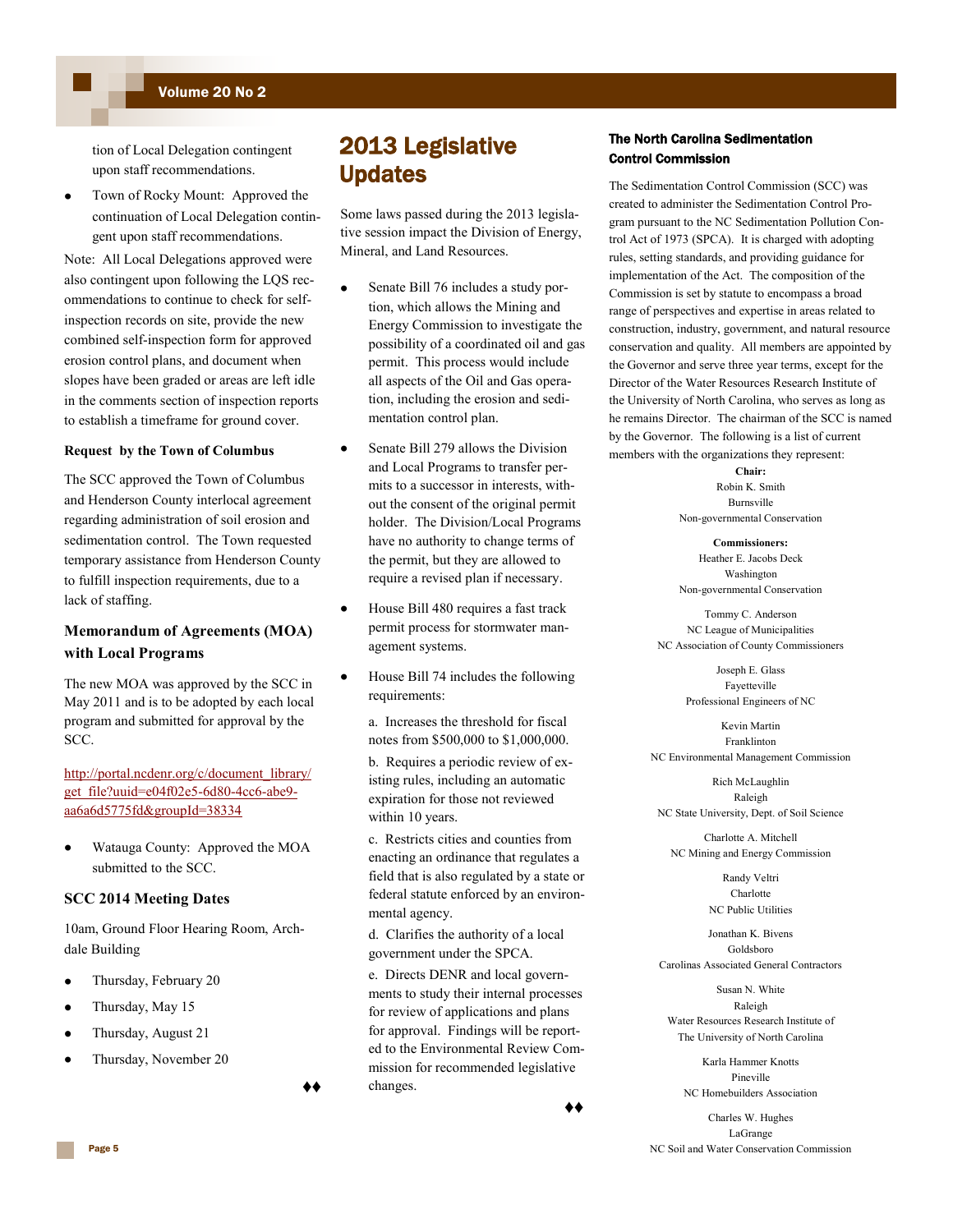tion of Local Delegation contingent upon staff recommendations.

- Town of Rocky Mount: Approved the continuation of Local Delegation contingent upon staff recommendations.

Note: All Local Delegations approved were also contingent upon following the LQS recommendations to continue to check for self-inspection records on site, provide the new combined self-inspection form for approved erosion control plans, and document when slopes have been graded or areas are left idle in the comments section of inspection reports to establish a timeframe for ground cover.

**Request by the Town of Columbus**

The SCC approved the Town of Columbus and Henderson County interlocal agreement regarding administration of soil erosion and sedimentation control. The Town requested temporary assistance from Henderson County to fulfill inspection requirements, due to a lack of staffing.

### Memorandum of Agreements (MOA) with Local Programs

The new MOA was approved by the SCC in May 2011 and is to be adopted by each local program and submitted for approval by the SCC.

http://portal.ncdenr.org/c/document_library/get_file?uuid=e04f02e5-6d80-4cc6-abe9-aa6a6d5775fd&groupId=38334

- Watauga County: Approved the MOA submitted to the SCC.

### SCC 2014 Meeting Dates

10am, Ground Floor Hearing Room, Archdale Building

- Thursday, February 20
- Thursday, May 15
- Thursday, August 21
- Thursday, November 20

♦♦

## 2013 Legislative Updates

Some laws passed during the 2013 legislative session impact the Division of Energy, Mineral, and Land Resources.

- Senate Bill 76 includes a study portion, which allows the Mining and Energy Commission to investigate the possibility of a coordinated oil and gas permit. This process would include all aspects of the Oil and Gas operation, including the erosion and sedimentation control plan.
- Senate Bill 279 allows the Division and Local Programs to transfer permits to a successor in interests, without the consent of the original permit holder. The Division/Local Programs have no authority to change terms of the permit, but they are allowed to require a revised plan if necessary.
- House Bill 480 requires a fast track permit process for stormwater management systems.
- House Bill 74 includes the following requirements:

  a. Increases the threshold for fiscal notes from $500,000 to $1,000,000.

  b. Requires a periodic review of existing rules, including an automatic expiration for those not reviewed within 10 years.

  c. Restricts cities and counties from enacting an ordinance that regulates a field that is also regulated by a state or federal statute enforced by an environmental agency.

  d. Clarifies the authority of a local government under the SPCA.

  e. Directs DENR and local governments to study their internal processes for review of applications and plans for approval. Findings will be reported to the Environmental Review Commission for recommended legislative changes.

♦♦

### The North Carolina Sedimentation Control Commission

The Sedimentation Control Commission (SCC) was created to administer the Sedimentation Control Program pursuant to the NC Sedimentation Pollution Control Act of 1973 (SPCA). It is charged with adopting rules, setting standards, and providing guidance for implementation of the Act. The composition of the Commission is set by statute to encompass a broad range of perspectives and expertise in areas related to construction, industry, government, and natural resource conservation and quality. All members are appointed by the Governor and serve three year terms, except for the Director of the Water Resources Research Institute of the University of North Carolina, who serves as long as he remains Director. The chairman of the SCC is named by the Governor. The following is a list of current members with the organizations they represent:

**Chair:**
Robin K. Smith
Burnsville
Non-governmental Conservation

**Commissioners:**
Heather E. Jacobs Deck
Washington
Non-governmental Conservation

Tommy C. Anderson
NC League of Municipalities
NC Association of County Commissioners

Joseph E. Glass
Fayetteville
Professional Engineers of NC

Kevin Martin
Franklinton
NC Environmental Management Commission

Rich McLaughlin
Raleigh
NC State University, Dept. of Soil Science

Charlotte A. Mitchell
NC Mining and Energy Commission

Randy Veltri
Charlotte
NC Public Utilities

Jonathan K. Bivens
Goldsboro
Carolinas Associated General Contractors

Susan N. White
Raleigh
Water Resources Research Institute of
The University of North Carolina

Karla Hammer Knotts
Pineville
NC Homebuilders Association

Charles W. Hughes
LaGrange
NC Soil and Water Conservation Commission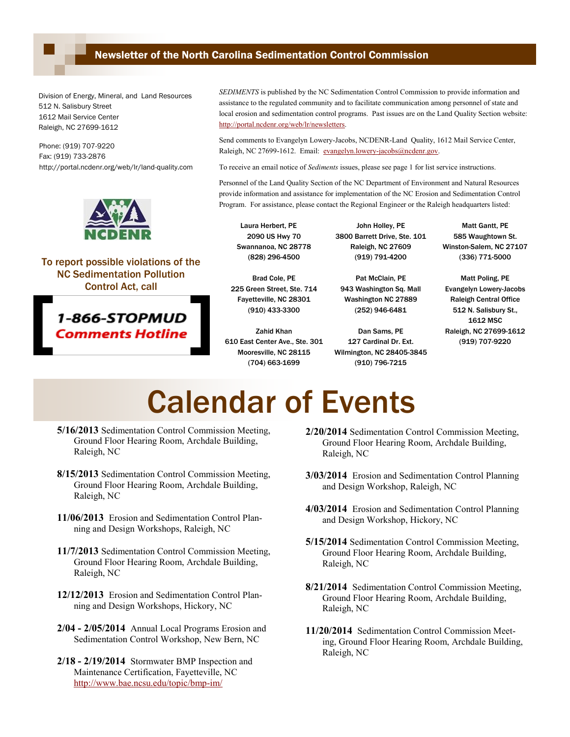## Newsletter of the North Carolina Sedimentation Control Commission

Division of Energy, Mineral, and Land Resources
512 N. Salisbury Street
1612 Mail Service Center
Raleigh, NC 27699-1612

Phone: (919) 707-9220
Fax: (919) 733-2876
http://portal.ncdenr.org/web/lr/land-quality.com

NCDENR

**To report possible violations of the NC Sedimentation Pollution Control Act, call**

**1-866-STOPMUD**
**Comments Hotline**

*SEDIMENTS* is published by the NC Sedimentation Control Commission to provide information and assistance to the regulated community and to facilitate communication among personnel of state and local erosion and sedimentation control programs. Past issues are on the Land Quality Section website: http://portal.ncdenr.org/web/lr/newsletters.

Send comments to Evangelyn Lowery-Jacobs, NCDENR-Land Quality, 1612 Mail Service Center, Raleigh, NC 27699-1612. Email: evangelyn.lowery-jacobs@ncdenr.gov.

To receive an email notice of *Sediments* issues, please see page 1 for list service instructions.

Personnel of the Land Quality Section of the NC Department of Environment and Natural Resources provide information and assistance for implementation of the NC Erosion and Sedimentation Control Program. For assistance, please contact the Regional Engineer or the Raleigh headquarters listed:

Laura Herbert, PE
2090 US Hwy 70
Swannanoa, NC 28778
(828) 296-4500

John Holley, PE
3800 Barrett Drive, Ste. 101
Raleigh, NC 27609
(919) 791-4200

Matt Gantt, PE
585 Waughtown St.
Winston-Salem, NC 27107
(336) 771-5000

Brad Cole, PE
225 Green Street, Ste. 714
Fayetteville, NC 28301
(910) 433-3300

Pat McClain, PE
943 Washington Sq. Mall
Washington NC 27889
(252) 946-6481

Matt Poling, PE
Evangelyn Lowery-Jacobs
Raleigh Central Office
512 N. Salisbury St.,
1612 MSC
Raleigh, NC 27699-1612
(919) 707-9220

Zahid Khan
610 East Center Ave., Ste. 301
Mooresville, NC 28115
(704) 663-1699

Dan Sams, PE
127 Cardinal Dr. Ext.
Wilmington, NC 28405-3845
(910) 796-7215

# Calendar of Events

**5/16/2013** Sedimentation Control Commission Meeting, Ground Floor Hearing Room, Archdale Building, Raleigh, NC

**8/15/2013** Sedimentation Control Commission Meeting, Ground Floor Hearing Room, Archdale Building, Raleigh, NC

**11/06/2013** Erosion and Sedimentation Control Planning and Design Workshops, Raleigh, NC

**11/7/2013** Sedimentation Control Commission Meeting, Ground Floor Hearing Room, Archdale Building, Raleigh, NC

**12/12/2013** Erosion and Sedimentation Control Planning and Design Workshops, Hickory, NC

**2/04 - 2/05/2014** Annual Local Programs Erosion and Sedimentation Control Workshop, New Bern, NC

**2/18 - 2/19/2014** Stormwater BMP Inspection and Maintenance Certification, Fayetteville, NC http://www.bae.ncsu.edu/topic/bmp-im/

**2/20/2014** Sedimentation Control Commission Meeting, Ground Floor Hearing Room, Archdale Building, Raleigh, NC

**3/03/2014** Erosion and Sedimentation Control Planning and Design Workshop, Raleigh, NC

**4/03/2014** Erosion and Sedimentation Control Planning and Design Workshop, Hickory, NC

**5/15/2014** Sedimentation Control Commission Meeting, Ground Floor Hearing Room, Archdale Building, Raleigh, NC

**8/21/2014** Sedimentation Control Commission Meeting, Ground Floor Hearing Room, Archdale Building, Raleigh, NC

**11/20/2014** Sedimentation Control Commission Meeting, Ground Floor Hearing Room, Archdale Building, Raleigh, NC